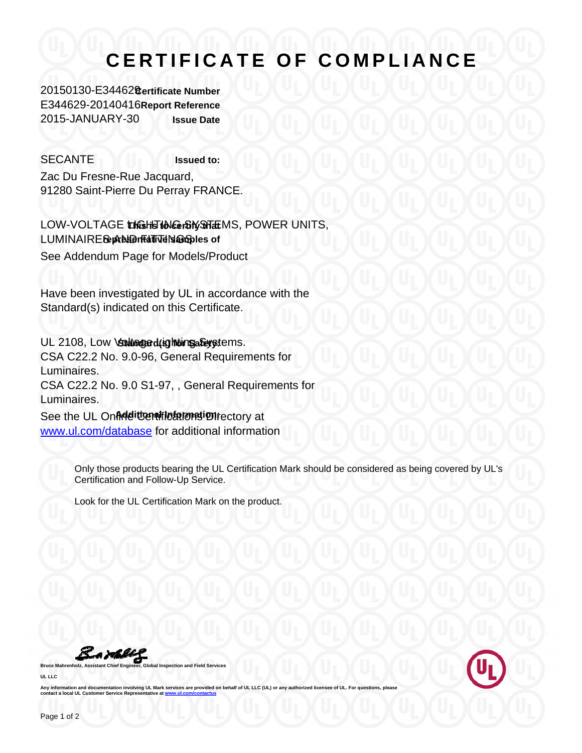# CERTIFICATE OF COMPLIANCE

**Certificate Number** 20150130-E344629

**Report Reference** E344629-20140416

**Issue Date** 2015-JANUARY-30

**Issued to:** SECANTE
Zac Du Fresne-Rue Jacquard,
91280 Saint-Pierre Du Perray FRANCE.

**This is to certify that representative samples of** LOW-VOLTAGE LIGHTING SYSTEMS, POWER UNITS, LUMINAIRES AND FITTINGS

See Addendum Page for Models/Product

Have been investigated by UL in accordance with the Standard(s) indicated on this Certificate.

**Standard(s) for Safety:** UL 2108, Low Voltage Lighting Systems.
CSA C22.2 No. 9.0-96, General Requirements for Luminaires.
CSA C22.2 No. 9.0 S1-97, , General Requirements for Luminaires.

**Additional Information:** See the UL Online Certifications Directory at www.ul.com/database for additional information

Only those products bearing the UL Certification Mark should be considered as being covered by UL's Certification and Follow-Up Service.

Look for the UL Certification Mark on the product.

**Bruce Mahrenholz, Assistant Chief Engineer, Global Inspection and Field Services**

**UL LLC**

**Any information and documentation involving UL Mark services are provided on behalf of UL LLC (UL) or any authorized licensee of UL. For questions, please contact a local UL Customer Service Representative at www.ul.com/contactus**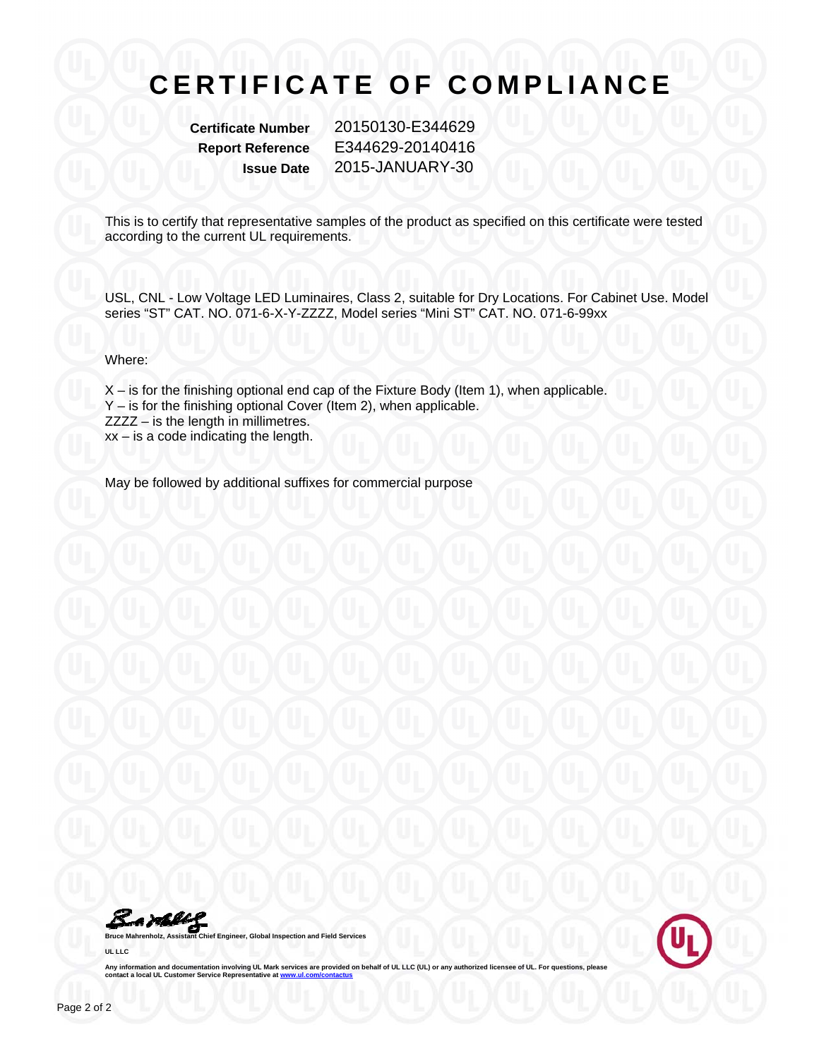# CERTIFICATE OF COMPLIANCE

**Certificate Number** 20150130-E344629
**Report Reference** E344629-20140416
**Issue Date** 2015-JANUARY-30

This is to certify that representative samples of the product as specified on this certificate were tested according to the current UL requirements.

USL, CNL - Low Voltage LED Luminaires, Class 2, suitable for Dry Locations. For Cabinet Use. Model series "ST" CAT. NO. 071-6-X-Y-ZZZZ, Model series "Mini ST" CAT. NO. 071-6-99xx

Where:

X – is for the finishing optional end cap of the Fixture Body (Item 1), when applicable.
Y – is for the finishing optional Cover (Item 2), when applicable.
ZZZZ – is the length in millimetres.
xx – is a code indicating the length.

May be followed by additional suffixes for commercial purpose

**Bruce Mahrenholz, Assistant Chief Engineer, Global Inspection and Field Services**

**UL LLC**

**Any information and documentation involving UL Mark services are provided on behalf of UL LLC (UL) or any authorized licensee of UL. For questions, please contact a local UL Customer Service Representative at www.ul.com/contactus**